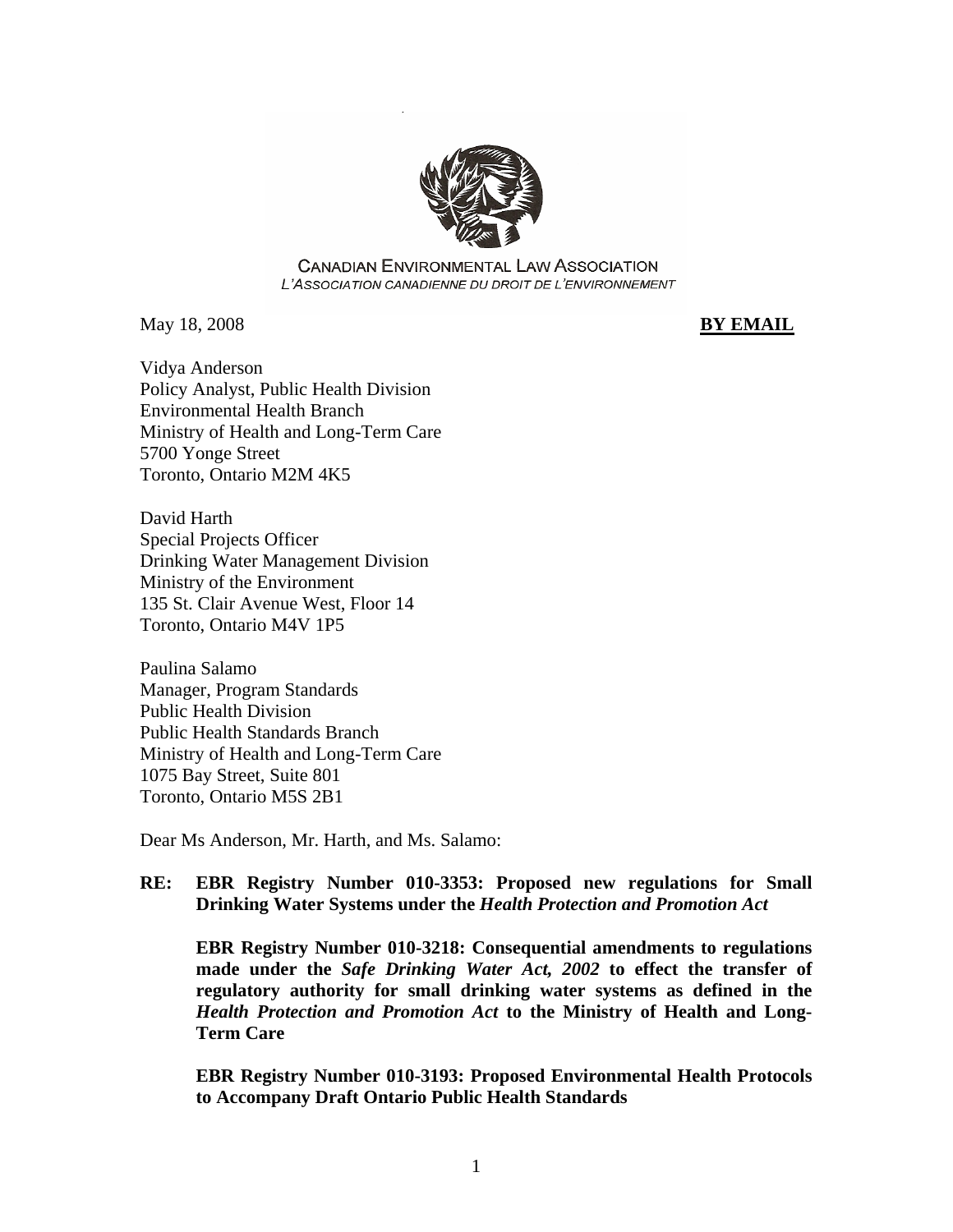CANADIAN ENVIRONMENTAL LAW ASSOCIATION
L'ASSOCIATION CANADIENNE DU DROIT DE L'ENVIRONNEMENT

May 18, 2008 **BY EMAIL**

Vidya Anderson
Policy Analyst, Public Health Division
Environmental Health Branch
Ministry of Health and Long-Term Care
5700 Yonge Street
Toronto, Ontario M2M 4K5

David Harth
Special Projects Officer
Drinking Water Management Division
Ministry of the Environment
135 St. Clair Avenue West, Floor 14
Toronto, Ontario M4V 1P5

Paulina Salamo
Manager, Program Standards
Public Health Division
Public Health Standards Branch
Ministry of Health and Long-Term Care
1075 Bay Street, Suite 801
Toronto, Ontario M5S 2B1

Dear Ms Anderson, Mr. Harth, and Ms. Salamo:

**RE: EBR Registry Number 010-3353: Proposed new regulations for Small Drinking Water Systems under the *Health Protection and Promotion Act***

**EBR Registry Number 010-3218: Consequential amendments to regulations made under the *Safe Drinking Water Act, 2002* to effect the transfer of regulatory authority for small drinking water systems as defined in the *Health Protection and Promotion Act* to the Ministry of Health and Long-Term Care**

**EBR Registry Number 010-3193: Proposed Environmental Health Protocols to Accompany Draft Ontario Public Health Standards**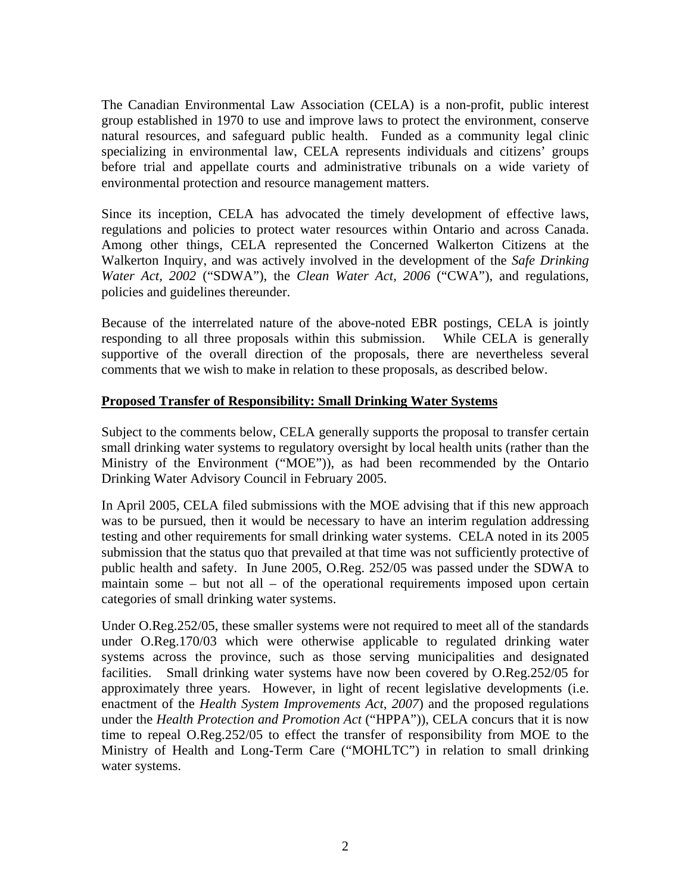The Canadian Environmental Law Association (CELA) is a non-profit, public interest group established in 1970 to use and improve laws to protect the environment, conserve natural resources, and safeguard public health. Funded as a community legal clinic specializing in environmental law, CELA represents individuals and citizens' groups before trial and appellate courts and administrative tribunals on a wide variety of environmental protection and resource management matters.

Since its inception, CELA has advocated the timely development of effective laws, regulations and policies to protect water resources within Ontario and across Canada. Among other things, CELA represented the Concerned Walkerton Citizens at the Walkerton Inquiry, and was actively involved in the development of the *Safe Drinking Water Act, 2002* ("SDWA"), the *Clean Water Act, 2006* ("CWA"), and regulations, policies and guidelines thereunder.

Because of the interrelated nature of the above-noted EBR postings, CELA is jointly responding to all three proposals within this submission. While CELA is generally supportive of the overall direction of the proposals, there are nevertheless several comments that we wish to make in relation to these proposals, as described below.

**Proposed Transfer of Responsibility: Small Drinking Water Systems**

Subject to the comments below, CELA generally supports the proposal to transfer certain small drinking water systems to regulatory oversight by local health units (rather than the Ministry of the Environment ("MOE")), as had been recommended by the Ontario Drinking Water Advisory Council in February 2005.

In April 2005, CELA filed submissions with the MOE advising that if this new approach was to be pursued, then it would be necessary to have an interim regulation addressing testing and other requirements for small drinking water systems. CELA noted in its 2005 submission that the status quo that prevailed at that time was not sufficiently protective of public health and safety. In June 2005, O.Reg. 252/05 was passed under the SDWA to maintain some – but not all – of the operational requirements imposed upon certain categories of small drinking water systems.

Under O.Reg.252/05, these smaller systems were not required to meet all of the standards under O.Reg.170/03 which were otherwise applicable to regulated drinking water systems across the province, such as those serving municipalities and designated facilities. Small drinking water systems have now been covered by O.Reg.252/05 for approximately three years. However, in light of recent legislative developments (i.e. enactment of the *Health System Improvements Act, 2007*) and the proposed regulations under the *Health Protection and Promotion Act* ("HPPA")), CELA concurs that it is now time to repeal O.Reg.252/05 to effect the transfer of responsibility from MOE to the Ministry of Health and Long-Term Care ("MOHLTC") in relation to small drinking water systems.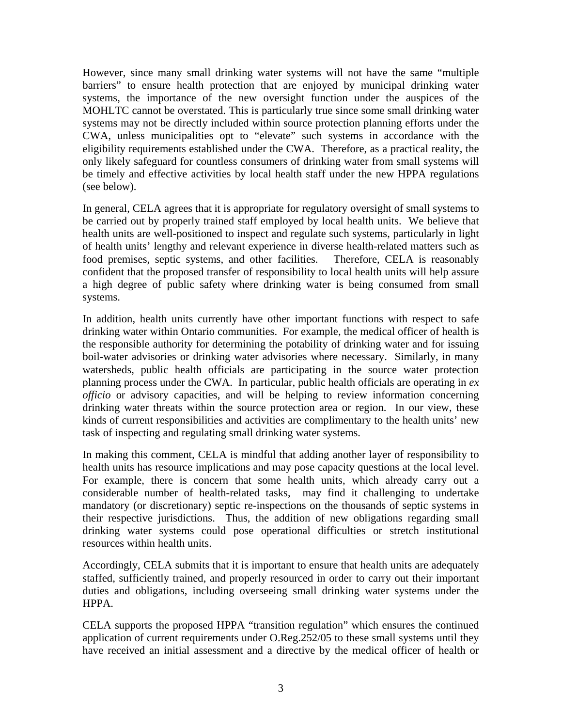However, since many small drinking water systems will not have the same "multiple barriers" to ensure health protection that are enjoyed by municipal drinking water systems, the importance of the new oversight function under the auspices of the MOHLTC cannot be overstated. This is particularly true since some small drinking water systems may not be directly included within source protection planning efforts under the CWA, unless municipalities opt to "elevate" such systems in accordance with the eligibility requirements established under the CWA. Therefore, as a practical reality, the only likely safeguard for countless consumers of drinking water from small systems will be timely and effective activities by local health staff under the new HPPA regulations (see below).

In general, CELA agrees that it is appropriate for regulatory oversight of small systems to be carried out by properly trained staff employed by local health units. We believe that health units are well-positioned to inspect and regulate such systems, particularly in light of health units' lengthy and relevant experience in diverse health-related matters such as food premises, septic systems, and other facilities. Therefore, CELA is reasonably confident that the proposed transfer of responsibility to local health units will help assure a high degree of public safety where drinking water is being consumed from small systems.

In addition, health units currently have other important functions with respect to safe drinking water within Ontario communities. For example, the medical officer of health is the responsible authority for determining the potability of drinking water and for issuing boil-water advisories or drinking water advisories where necessary. Similarly, in many watersheds, public health officials are participating in the source water protection planning process under the CWA. In particular, public health officials are operating in *ex officio* or advisory capacities, and will be helping to review information concerning drinking water threats within the source protection area or region. In our view, these kinds of current responsibilities and activities are complimentary to the health units' new task of inspecting and regulating small drinking water systems.

In making this comment, CELA is mindful that adding another layer of responsibility to health units has resource implications and may pose capacity questions at the local level. For example, there is concern that some health units, which already carry out a considerable number of health-related tasks, may find it challenging to undertake mandatory (or discretionary) septic re-inspections on the thousands of septic systems in their respective jurisdictions. Thus, the addition of new obligations regarding small drinking water systems could pose operational difficulties or stretch institutional resources within health units.

Accordingly, CELA submits that it is important to ensure that health units are adequately staffed, sufficiently trained, and properly resourced in order to carry out their important duties and obligations, including overseeing small drinking water systems under the HPPA.

CELA supports the proposed HPPA "transition regulation" which ensures the continued application of current requirements under O.Reg.252/05 to these small systems until they have received an initial assessment and a directive by the medical officer of health or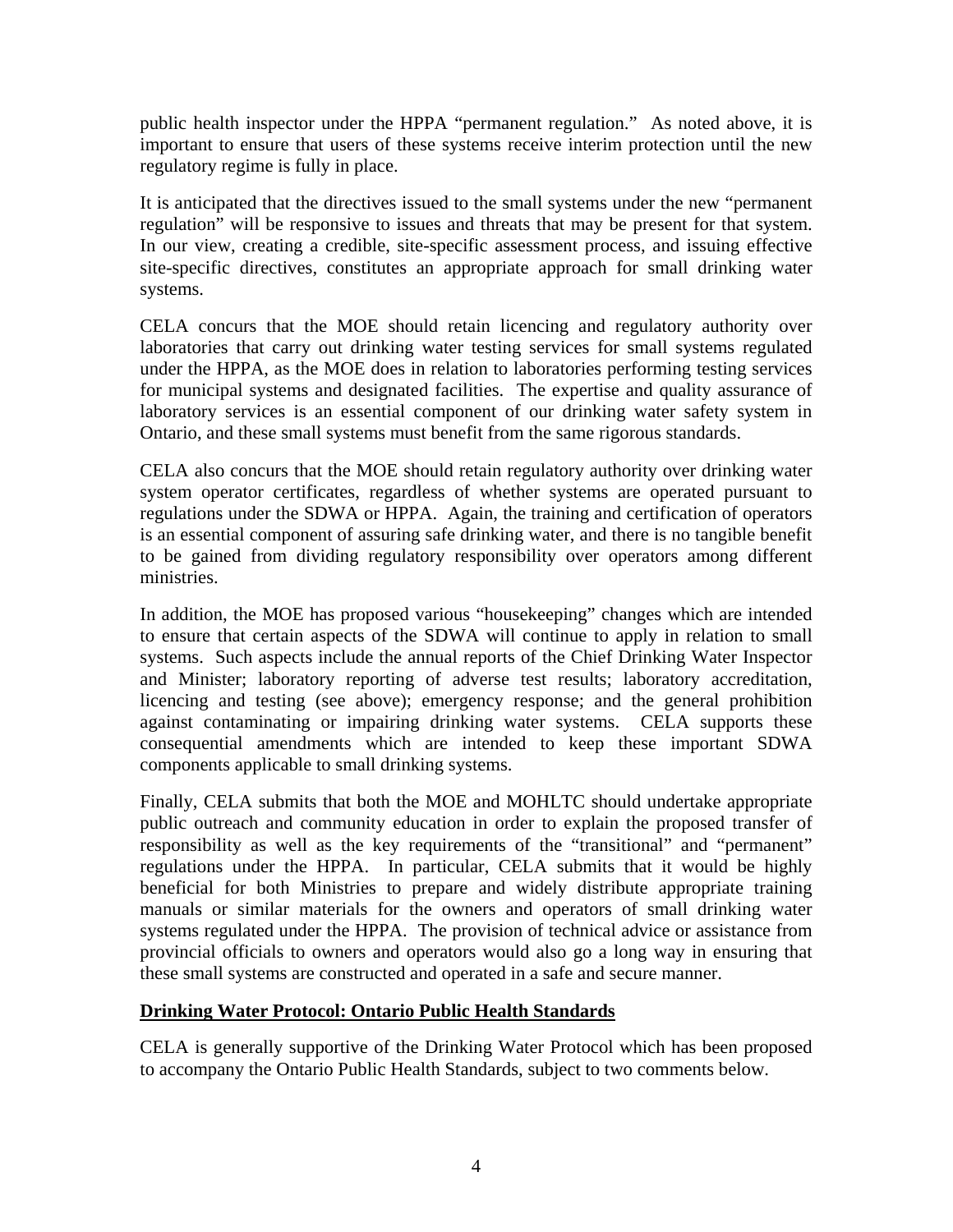public health inspector under the HPPA "permanent regulation." As noted above, it is important to ensure that users of these systems receive interim protection until the new regulatory regime is fully in place.

It is anticipated that the directives issued to the small systems under the new "permanent regulation" will be responsive to issues and threats that may be present for that system. In our view, creating a credible, site-specific assessment process, and issuing effective site-specific directives, constitutes an appropriate approach for small drinking water systems.

CELA concurs that the MOE should retain licencing and regulatory authority over laboratories that carry out drinking water testing services for small systems regulated under the HPPA, as the MOE does in relation to laboratories performing testing services for municipal systems and designated facilities. The expertise and quality assurance of laboratory services is an essential component of our drinking water safety system in Ontario, and these small systems must benefit from the same rigorous standards.

CELA also concurs that the MOE should retain regulatory authority over drinking water system operator certificates, regardless of whether systems are operated pursuant to regulations under the SDWA or HPPA. Again, the training and certification of operators is an essential component of assuring safe drinking water, and there is no tangible benefit to be gained from dividing regulatory responsibility over operators among different ministries.

In addition, the MOE has proposed various "housekeeping" changes which are intended to ensure that certain aspects of the SDWA will continue to apply in relation to small systems. Such aspects include the annual reports of the Chief Drinking Water Inspector and Minister; laboratory reporting of adverse test results; laboratory accreditation, licencing and testing (see above); emergency response; and the general prohibition against contaminating or impairing drinking water systems. CELA supports these consequential amendments which are intended to keep these important SDWA components applicable to small drinking systems.

Finally, CELA submits that both the MOE and MOHLTC should undertake appropriate public outreach and community education in order to explain the proposed transfer of responsibility as well as the key requirements of the "transitional" and "permanent" regulations under the HPPA. In particular, CELA submits that it would be highly beneficial for both Ministries to prepare and widely distribute appropriate training manuals or similar materials for the owners and operators of small drinking water systems regulated under the HPPA. The provision of technical advice or assistance from provincial officials to owners and operators would also go a long way in ensuring that these small systems are constructed and operated in a safe and secure manner.

## Drinking Water Protocol: Ontario Public Health Standards

CELA is generally supportive of the Drinking Water Protocol which has been proposed to accompany the Ontario Public Health Standards, subject to two comments below.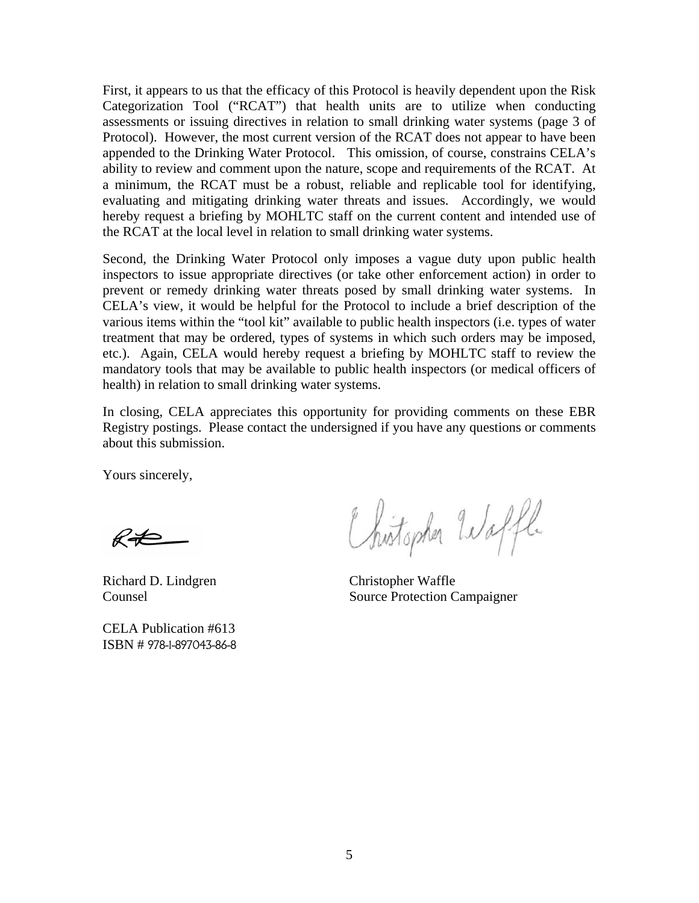First, it appears to us that the efficacy of this Protocol is heavily dependent upon the Risk Categorization Tool ("RCAT") that health units are to utilize when conducting assessments or issuing directives in relation to small drinking water systems (page 3 of Protocol). However, the most current version of the RCAT does not appear to have been appended to the Drinking Water Protocol. This omission, of course, constrains CELA's ability to review and comment upon the nature, scope and requirements of the RCAT. At a minimum, the RCAT must be a robust, reliable and replicable tool for identifying, evaluating and mitigating drinking water threats and issues. Accordingly, we would hereby request a briefing by MOHLTC staff on the current content and intended use of the RCAT at the local level in relation to small drinking water systems.

Second, the Drinking Water Protocol only imposes a vague duty upon public health inspectors to issue appropriate directives (or take other enforcement action) in order to prevent or remedy drinking water threats posed by small drinking water systems. In CELA's view, it would be helpful for the Protocol to include a brief description of the various items within the "tool kit" available to public health inspectors (i.e. types of water treatment that may be ordered, types of systems in which such orders may be imposed, etc.). Again, CELA would hereby request a briefing by MOHLTC staff to review the mandatory tools that may be available to public health inspectors (or medical officers of health) in relation to small drinking water systems.

In closing, CELA appreciates this opportunity for providing comments on these EBR Registry postings. Please contact the undersigned if you have any questions or comments about this submission.

Yours sincerely,

Richard D. Lindgren
Counsel

Christopher Waffle
Source Protection Campaigner

CELA Publication #613
ISBN # 978-1-897043-86-8